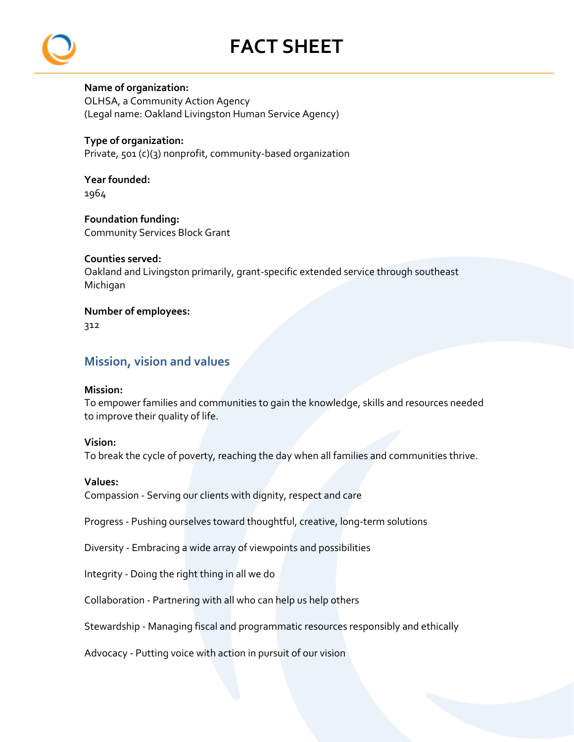# FACT SHEET

**Name of organization:**
OLHSA, a Community Action Agency
(Legal name: Oakland Livingston Human Service Agency)

**Type of organization:**
Private, 501 (c)(3) nonprofit, community-based organization

**Year founded:**
1964

**Foundation funding:**
Community Services Block Grant

**Counties served:**
Oakland and Livingston primarily, grant-specific extended service through southeast Michigan

**Number of employees:**
312

## Mission, vision and values

**Mission:**
To empower families and communities to gain the knowledge, skills and resources needed to improve their quality of life.

**Vision:**
To break the cycle of poverty, reaching the day when all families and communities thrive.

**Values:**
Compassion - Serving our clients with dignity, respect and care

Progress - Pushing ourselves toward thoughtful, creative, long-term solutions

Diversity - Embracing a wide array of viewpoints and possibilities

Integrity - Doing the right thing in all we do

Collaboration - Partnering with all who can help us help others

Stewardship - Managing fiscal and programmatic resources responsibly and ethically

Advocacy - Putting voice with action in pursuit of our vision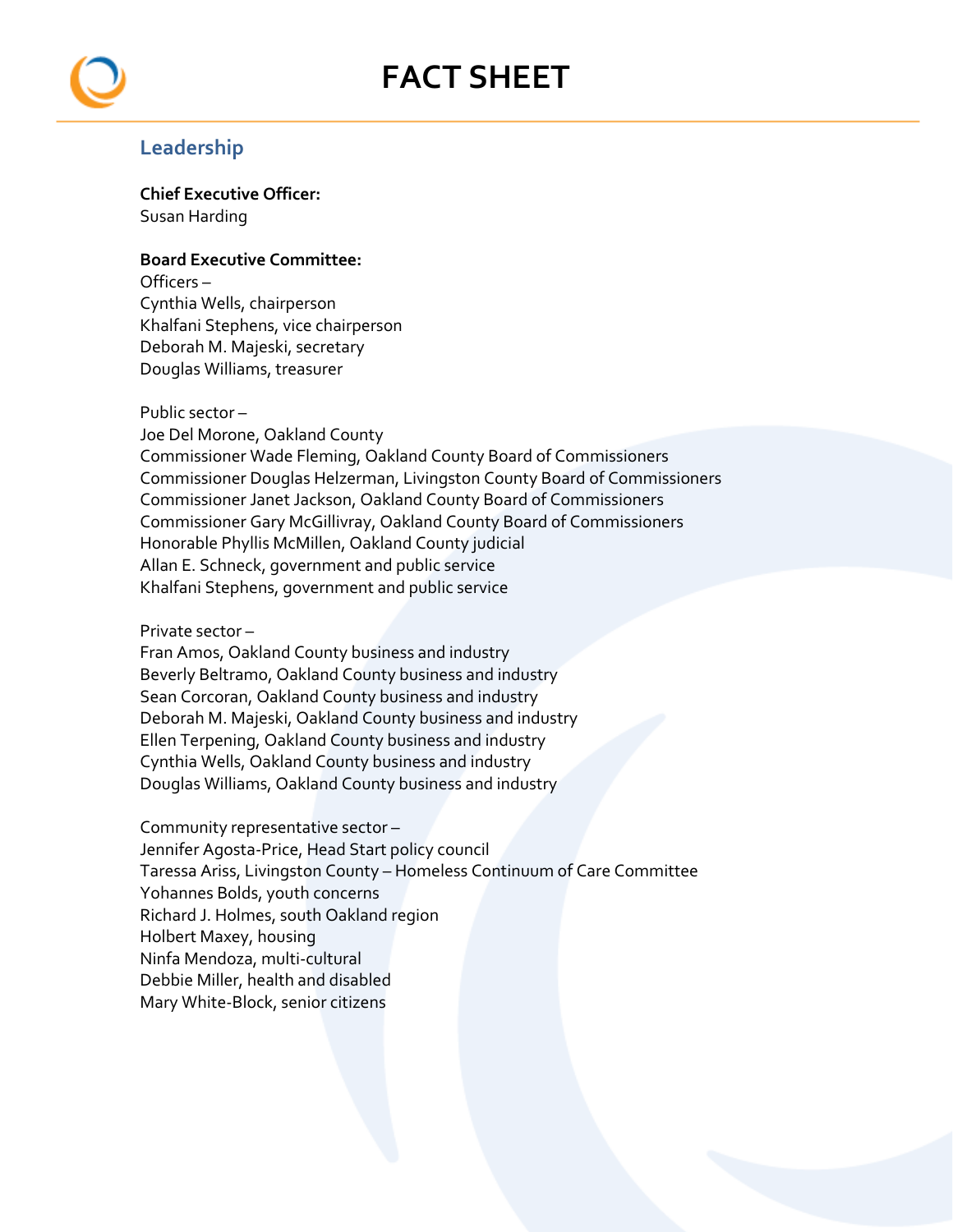# FACT SHEET

## Leadership

**Chief Executive Officer:**
Susan Harding

**Board Executive Committee:**
Officers –
Cynthia Wells, chairperson
Khalfani Stephens, vice chairperson
Deborah M. Majeski, secretary
Douglas Williams, treasurer

Public sector –
Joe Del Morone, Oakland County
Commissioner Wade Fleming, Oakland County Board of Commissioners
Commissioner Douglas Helzerman, Livingston County Board of Commissioners
Commissioner Janet Jackson, Oakland County Board of Commissioners
Commissioner Gary McGillivray, Oakland County Board of Commissioners
Honorable Phyllis McMillen, Oakland County judicial
Allan E. Schneck, government and public service
Khalfani Stephens, government and public service

Private sector –
Fran Amos, Oakland County business and industry
Beverly Beltramo, Oakland County business and industry
Sean Corcoran, Oakland County business and industry
Deborah M. Majeski, Oakland County business and industry
Ellen Terpening, Oakland County business and industry
Cynthia Wells, Oakland County business and industry
Douglas Williams, Oakland County business and industry

Community representative sector –
Jennifer Agosta-Price, Head Start policy council
Taressa Ariss, Livingston County – Homeless Continuum of Care Committee
Yohannes Bolds, youth concerns
Richard J. Holmes, south Oakland region
Holbert Maxey, housing
Ninfa Mendoza, multi-cultural
Debbie Miller, health and disabled
Mary White-Block, senior citizens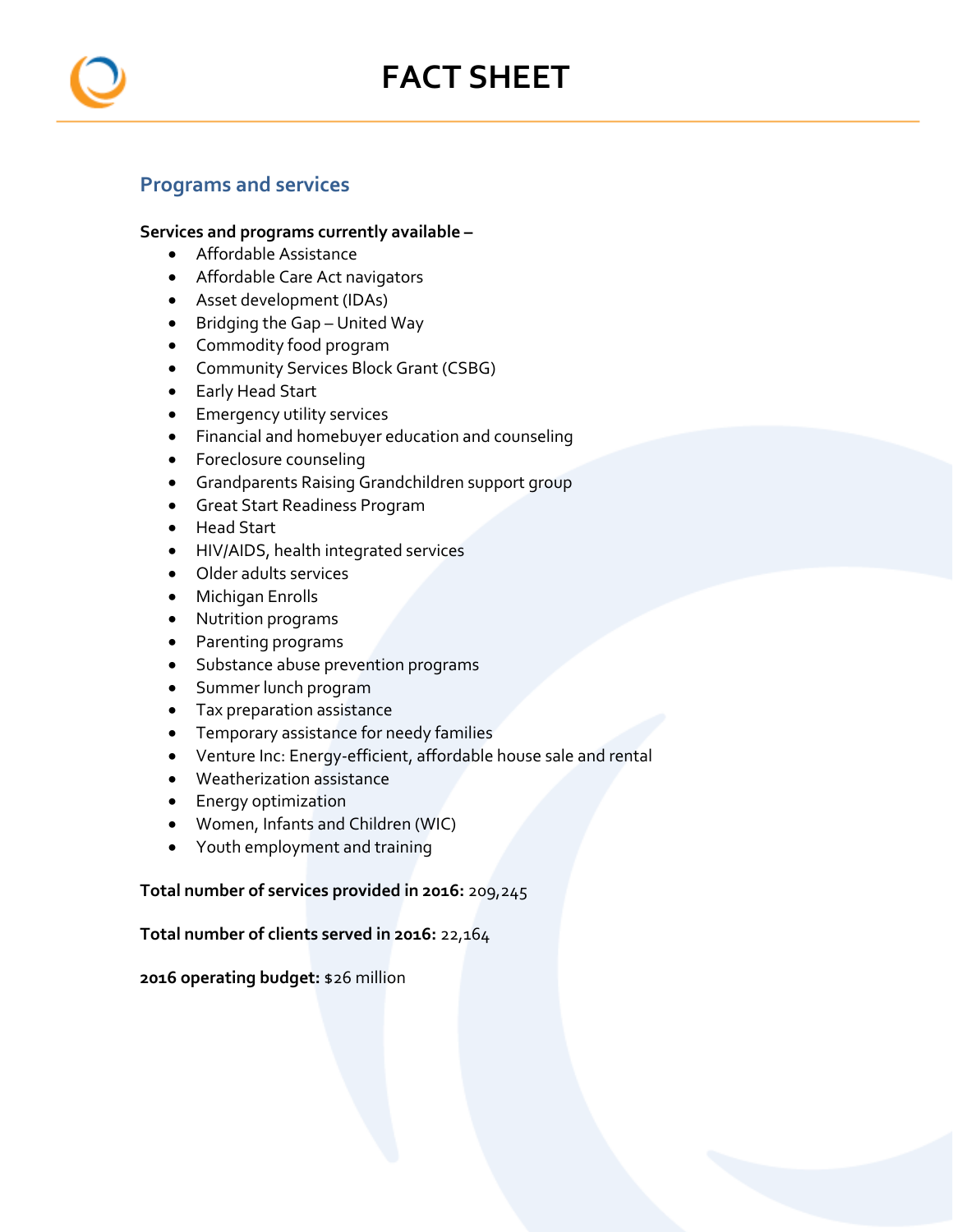# FACT SHEET

## Programs and services

**Services and programs currently available –**

- Affordable Assistance
- Affordable Care Act navigators
- Asset development (IDAs)
- Bridging the Gap – United Way
- Commodity food program
- Community Services Block Grant (CSBG)
- Early Head Start
- Emergency utility services
- Financial and homebuyer education and counseling
- Foreclosure counseling
- Grandparents Raising Grandchildren support group
- Great Start Readiness Program
- Head Start
- HIV/AIDS, health integrated services
- Older adults services
- Michigan Enrolls
- Nutrition programs
- Parenting programs
- Substance abuse prevention programs
- Summer lunch program
- Tax preparation assistance
- Temporary assistance for needy families
- Venture Inc: Energy-efficient, affordable house sale and rental
- Weatherization assistance
- Energy optimization
- Women, Infants and Children (WIC)
- Youth employment and training

**Total number of services provided in 2016:** 209,245

**Total number of clients served in 2016:** 22,164

**2016 operating budget:** $26 million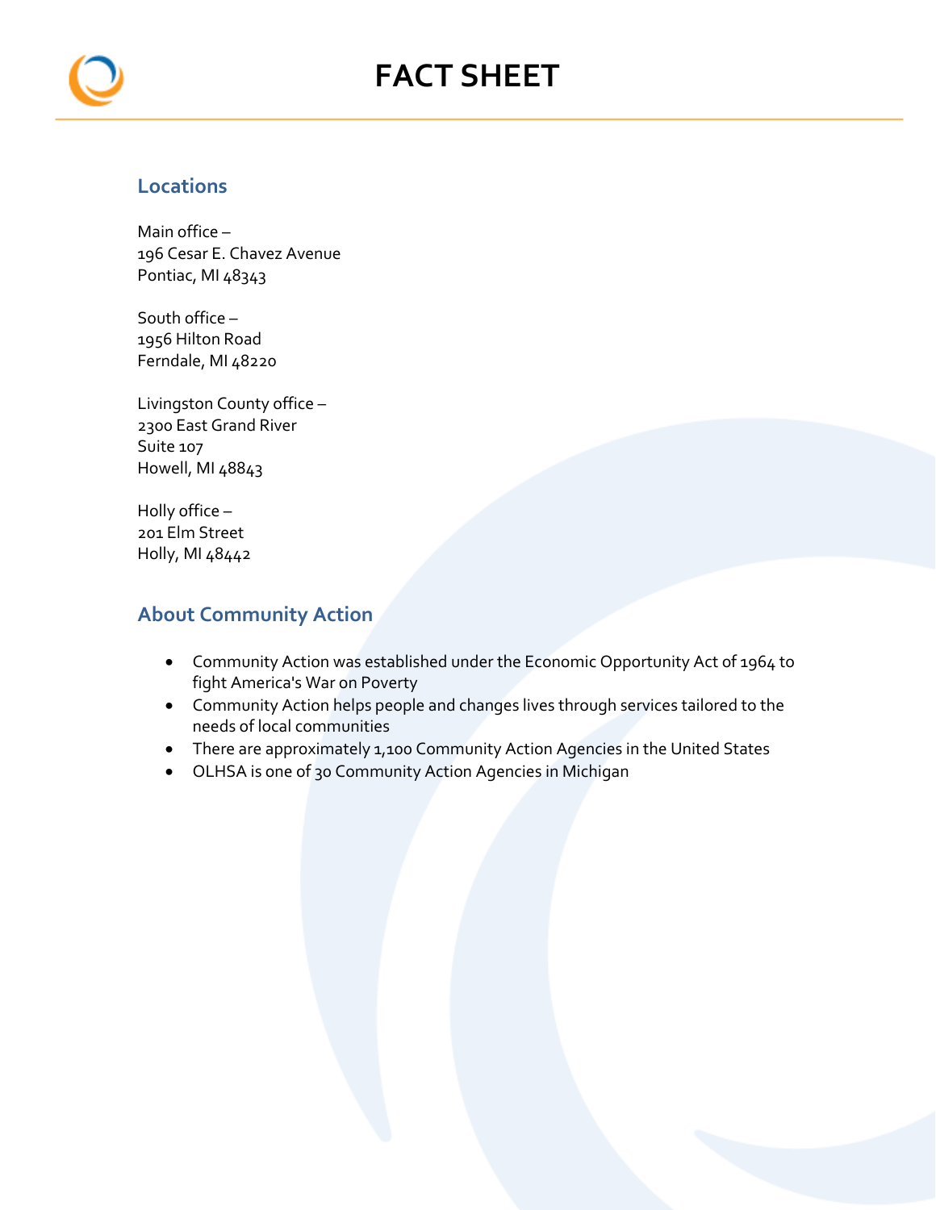# FACT SHEET

## Locations

Main office –
196 Cesar E. Chavez Avenue
Pontiac, MI 48343

South office –
1956 Hilton Road
Ferndale, MI 48220

Livingston County office –
2300 East Grand River
Suite 107
Howell, MI 48843

Holly office –
201 Elm Street
Holly, MI 48442

## About Community Action

- Community Action was established under the Economic Opportunity Act of 1964 to fight America's War on Poverty
- Community Action helps people and changes lives through services tailored to the needs of local communities
- There are approximately 1,100 Community Action Agencies in the United States
- OLHSA is one of 30 Community Action Agencies in Michigan